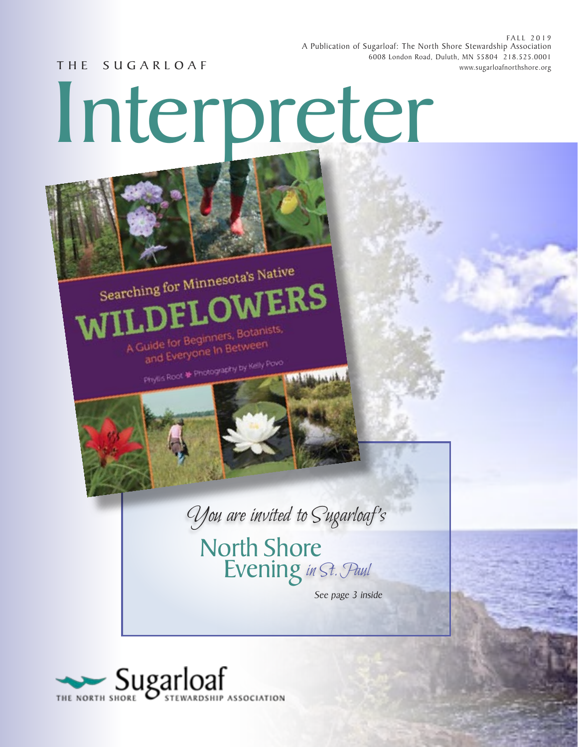FALL 2019
A Publication of Sugarloaf: The North Shore Stewardship Association
6008 London Road, Duluth, MN 55804 218.525.0001
www.sugarloafnorthshore.org

THE SUGARLOAF

# Interpreter

Searching for Minnesota's Native

**WILDFLOWERS**

A Guide for Beginners, Botanists, and Everyone In Between

Phyllis Root ✱ Photography by Kelly Povo

*You are invited to Sugarloaf's*

## North Shore Evening *in St. Paul*

*See page 3 inside*

Sugarloaf
THE NORTH SHORE STEWARDSHIP ASSOCIATION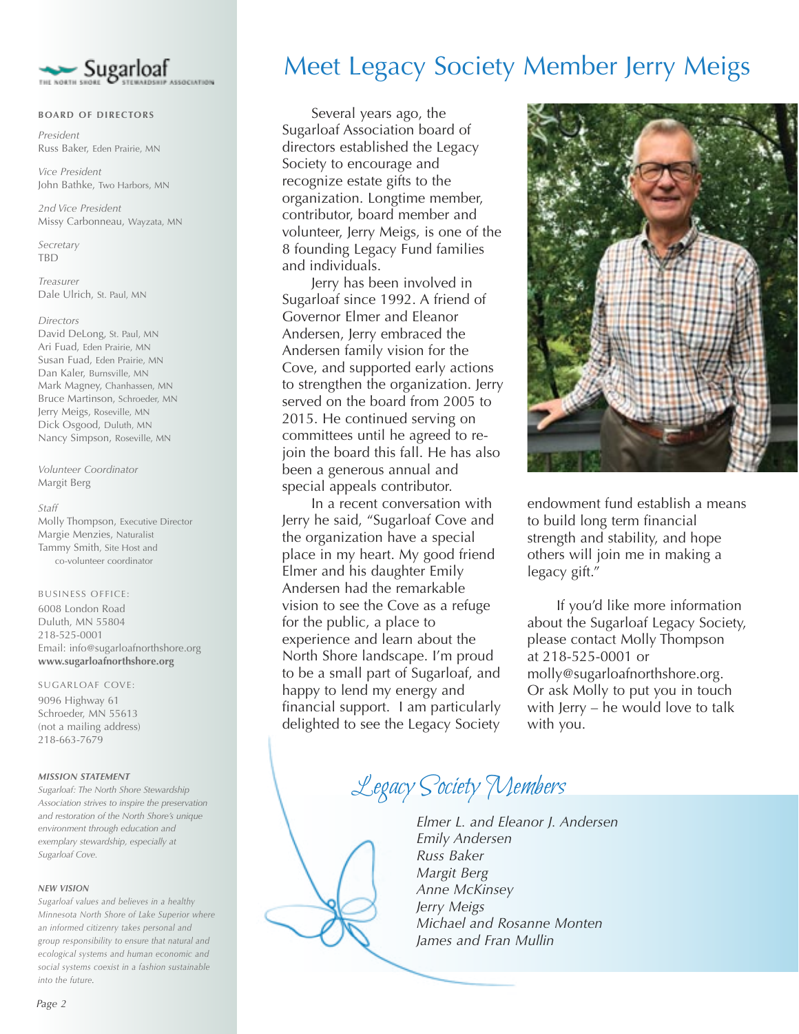Sugarloaf
THE NORTH SHORE STEWARDSHIP ASSOCIATION

**BOARD OF DIRECTORS**

*President*
Russ Baker, Eden Prairie, MN

*Vice President*
John Bathke, Two Harbors, MN

*2nd Vice President*
Missy Carbonneau, Wayzata, MN

*Secretary*
TBD

*Treasurer*
Dale Ulrich, St. Paul, MN

*Directors*
David DeLong, St. Paul, MN
Ari Fuad, Eden Prairie, MN
Susan Fuad, Eden Prairie, MN
Dan Kaler, Burnsville, MN
Mark Magney, Chanhassen, MN
Bruce Martinson, Schroeder, MN
Jerry Meigs, Roseville, MN
Dick Osgood, Duluth, MN
Nancy Simpson, Roseville, MN

*Volunteer Coordinator*
Margit Berg

*Staff*
Molly Thompson, Executive Director
Margie Menzies, Naturalist
Tammy Smith, Site Host and co-volunteer coordinator

BUSINESS OFFICE:
6008 London Road
Duluth, MN 55804
218-525-0001
Email: info@sugarloafnorthshore.org
**www.sugarloafnorthshore.org**

SUGARLOAF COVE:
9096 Highway 61
Schroeder, MN 55613
(not a mailing address)
218-663-7679

***MISSION STATEMENT***
*Sugarloaf: The North Shore Stewardship Association strives to inspire the preservation and restoration of the North Shore's unique environment through education and exemplary stewardship, especially at Sugarloaf Cove.*

***NEW VISION***
*Sugarloaf values and believes in a healthy Minnesota North Shore of Lake Superior where an informed citizenry takes personal and group responsibility to ensure that natural and ecological systems and human economic and social systems coexist in a fashion sustainable into the future.*

# Meet Legacy Society Member Jerry Meigs

Several years ago, the Sugarloaf Association board of directors established the Legacy Society to encourage and recognize estate gifts to the organization. Longtime member, contributor, board member and volunteer, Jerry Meigs, is one of the 8 founding Legacy Fund families and individuals.

Jerry has been involved in Sugarloaf since 1992. A friend of Governor Elmer and Eleanor Andersen, Jerry embraced the Andersen family vision for the Cove, and supported early actions to strengthen the organization. Jerry served on the board from 2005 to 2015. He continued serving on committees until he agreed to re-join the board this fall. He has also been a generous annual and special appeals contributor.

In a recent conversation with Jerry he said, "Sugarloaf Cove and the organization have a special place in my heart. My good friend Elmer and his daughter Emily Andersen had the remarkable vision to see the Cove as a refuge for the public, a place to experience and learn about the North Shore landscape. I'm proud to be a small part of Sugarloaf, and happy to lend my energy and financial support. I am particularly delighted to see the Legacy Society endowment fund establish a means to build long term financial strength and stability, and hope others will join me in making a legacy gift."

If you'd like more information about the Sugarloaf Legacy Society, please contact Molly Thompson at 218-525-0001 or molly@sugarloafnorthshore.org. Or ask Molly to put you in touch with Jerry – he would love to talk with you.

## *Legacy Society Members*

*Elmer L. and Eleanor J. Andersen*
*Emily Andersen*
*Russ Baker*
*Margit Berg*
*Anne McKinsey*
*Jerry Meigs*
*Michael and Rosanne Monten*
*James and Fran Mullin*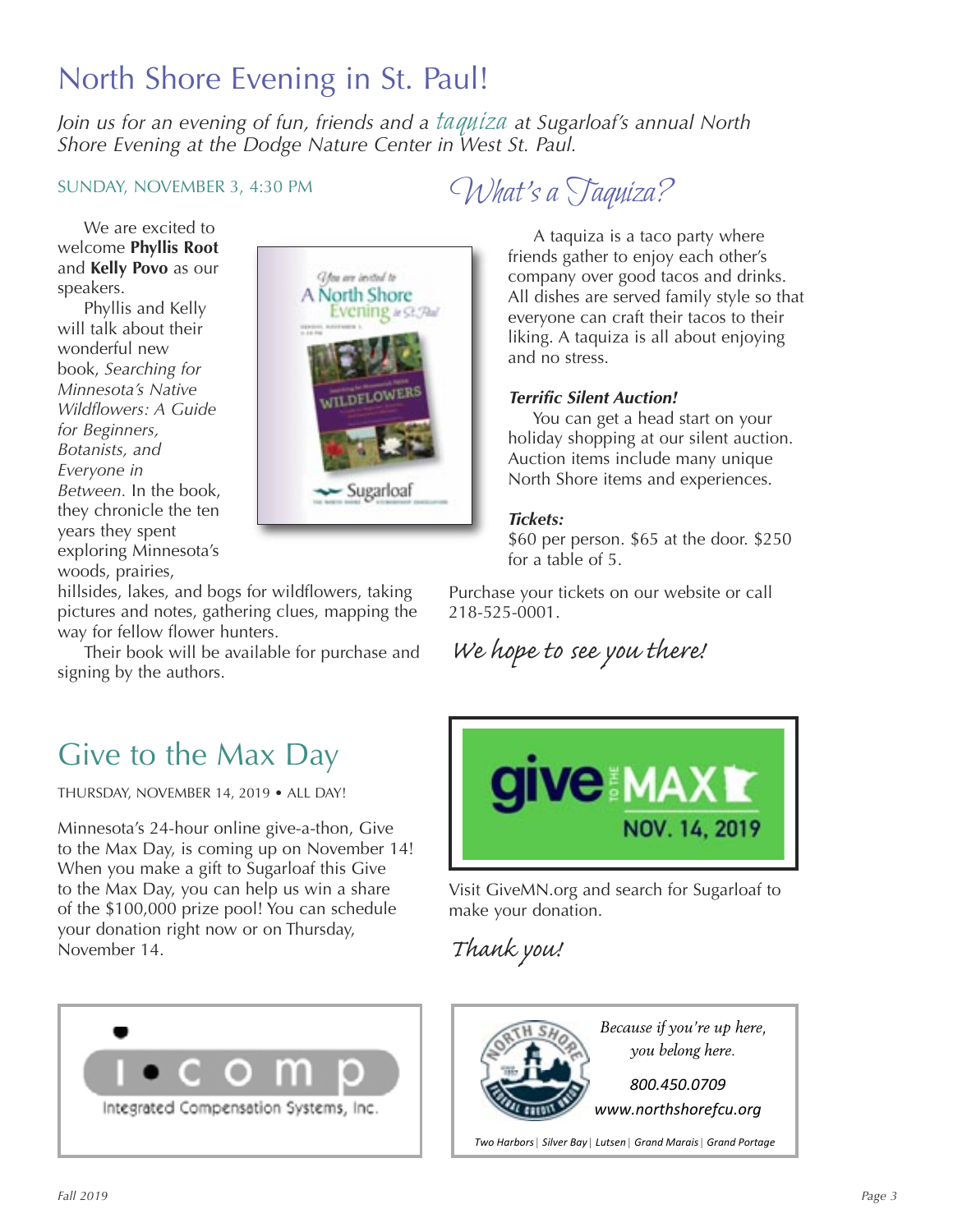# North Shore Evening in St. Paul!

*Join us for an evening of fun, friends and a taquiza at Sugarloaf's annual North Shore Evening at the Dodge Nature Center in West St. Paul.*

SUNDAY, NOVEMBER 3, 4:30 PM

We are excited to welcome **Phyllis Root** and **Kelly Povo** as our speakers.

Phyllis and Kelly will talk about their wonderful new book, *Searching for Minnesota's Native Wildflowers: A Guide for Beginners, Botanists, and Everyone in Between.* In the book, they chronicle the ten years they spent exploring Minnesota's woods, prairies, hillsides, lakes, and bogs for wildflowers, taking pictures and notes, gathering clues, mapping the way for fellow flower hunters.

Their book will be available for purchase and signing by the authors.

## What's a Taquiza?

A taquiza is a taco party where friends gather to enjoy each other's company over good tacos and drinks. All dishes are served family style so that everyone can craft their tacos to their liking. A taquiza is all about enjoying and no stress.

***Terrific Silent Auction!***

You can get a head start on your holiday shopping at our silent auction. Auction items include many unique North Shore items and experiences.

***Tickets:***

$60 per person. $65 at the door. $250 for a table of 5.

Purchase your tickets on our website or call 218-525-0001.

*We hope to see you there!*

# Give to the Max Day

THURSDAY, NOVEMBER 14, 2019 • ALL DAY!

Minnesota's 24-hour online give-a-thon, Give to the Max Day, is coming up on November 14! When you make a gift to Sugarloaf this Give to the Max Day, you can help us win a share of the $100,000 prize pool! You can schedule your donation right now or on Thursday, November 14.

give TO THE MAX NOV. 14, 2019

Visit GiveMN.org and search for Sugarloaf to make your donation.

*Thank you!*

i•comp
Integrated Compensation Systems, Inc.

North Shore Federal Credit Union

*Because if you're up here, you belong here.*

*800.450.0709*
*www.northshorefcu.org*

*Two Harbors | Silver Bay | Lutsen | Grand Marais | Grand Portage*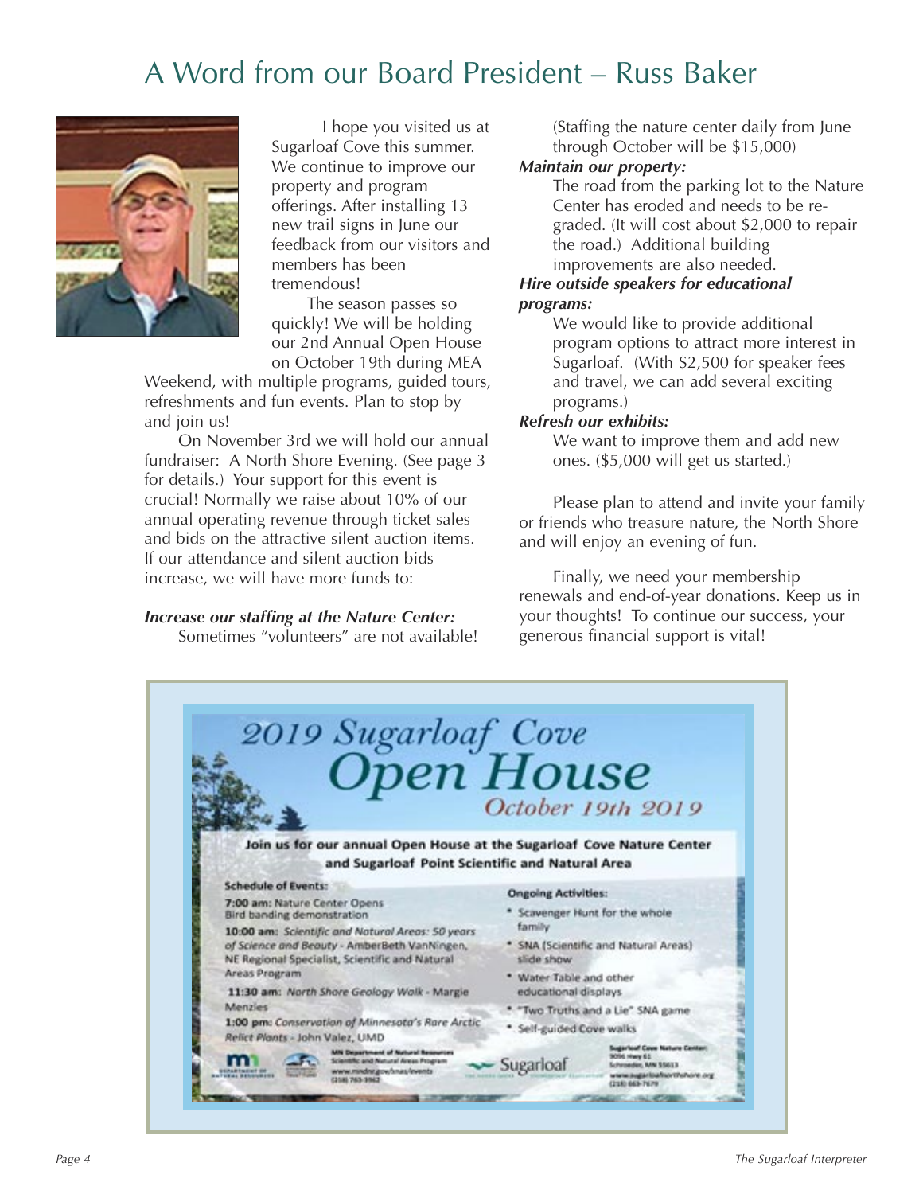# A Word from our Board President – Russ Baker

I hope you visited us at Sugarloaf Cove this summer. We continue to improve our property and program offerings. After installing 13 new trail signs in June our feedback from our visitors and members has been tremendous!

The season passes so quickly! We will be holding our 2nd Annual Open House on October 19th during MEA Weekend, with multiple programs, guided tours, refreshments and fun events. Plan to stop by and join us!

On November 3rd we will hold our annual fundraiser: A North Shore Evening. (See page 3 for details.) Your support for this event is crucial! Normally we raise about 10% of our annual operating revenue through ticket sales and bids on the attractive silent auction items. If our attendance and silent auction bids increase, we will have more funds to:

***Increase our staffing at the Nature Center:***
Sometimes "volunteers" are not available! (Staffing the nature center daily from June through October will be $15,000)

***Maintain our property:***
The road from the parking lot to the Nature Center has eroded and needs to be re-graded. (It will cost about $2,000 to repair the road.) Additional building improvements are also needed.

***Hire outside speakers for educational programs:***
We would like to provide additional program options to attract more interest in Sugarloaf. (With $2,500 for speaker fees and travel, we can add several exciting programs.)

***Refresh our exhibits:***
We want to improve them and add new ones. ($5,000 will get us started.)

Please plan to attend and invite your family or friends who treasure nature, the North Shore and will enjoy an evening of fun.

Finally, we need your membership renewals and end-of-year donations. Keep us in your thoughts! To continue our success, your generous financial support is vital!

## 2019 Sugarloaf Cove Open House

*October 19th 2019*

**Join us for our annual Open House at the Sugarloaf Cove Nature Center and Sugarloaf Point Scientific and Natural Area**

**Schedule of Events:**

**7:00 am:** Nature Center Opens
Bird banding demonstration

**10:00 am:** *Scientific and Natural Areas: 50 years of Science and Beauty* - AmberBeth VanNingen, NE Regional Specialist, Scientific and Natural Areas Program

**11:30 am:** *North Shore Geology Walk* - Margie Menzies

**1:00 pm:** *Conservation of Minnesota's Rare Arctic Relict Plants* - John Valez, UMD

**Ongoing Activities:**

- Scavenger Hunt for the whole family
- SNA (Scientific and Natural Areas) slide show
- Water Table and other educational displays
- "Two Truths and a Lie" SNA game
- Self-guided Cove walks

MN Department of Natural Resources
Scientific and Natural Areas Program
www.mndnr.gov/snas/events
(218) 763-3962

Sugarloaf Cove Nature Center
9096 Hwy 61
Schroeder, MN 55613
www.sugarloafnorthshore.org
(218) 663-7679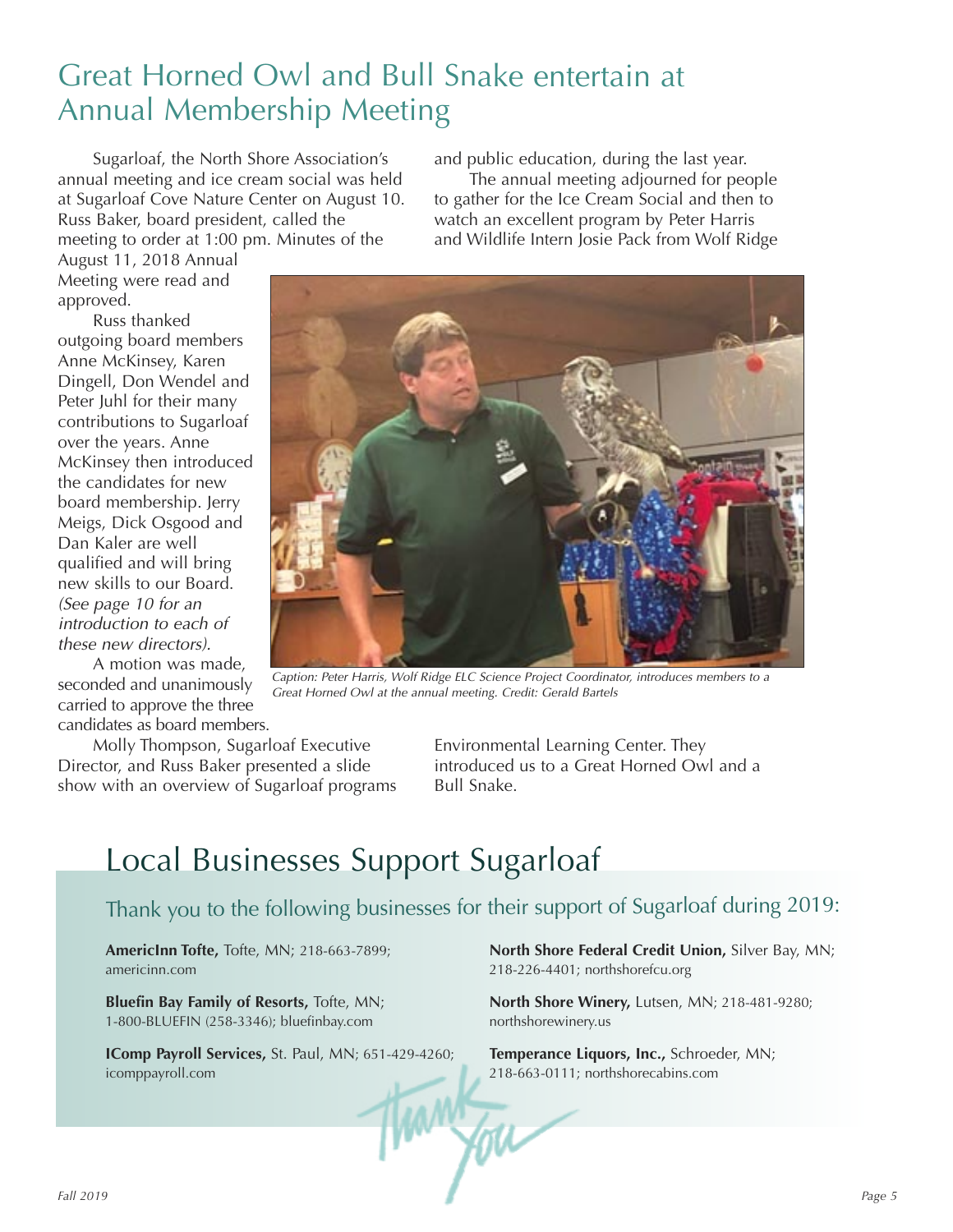# Great Horned Owl and Bull Snake entertain at Annual Membership Meeting

Sugarloaf, the North Shore Association's annual meeting and ice cream social was held at Sugarloaf Cove Nature Center on August 10. Russ Baker, board president, called the meeting to order at 1:00 pm. Minutes of the August 11, 2018 Annual Meeting were read and approved.

Russ thanked outgoing board members Anne McKinsey, Karen Dingell, Don Wendel and Peter Juhl for their many contributions to Sugarloaf over the years. Anne McKinsey then introduced the candidates for new board membership. Jerry Meigs, Dick Osgood and Dan Kaler are well qualified and will bring new skills to our Board. *(See page 10 for an introduction to each of these new directors).*

A motion was made, seconded and unanimously carried to approve the three candidates as board members.

Molly Thompson, Sugarloaf Executive Director, and Russ Baker presented a slide show with an overview of Sugarloaf programs and public education, during the last year.

The annual meeting adjourned for people to gather for the Ice Cream Social and then to watch an excellent program by Peter Harris and Wildlife Intern Josie Pack from Wolf Ridge Environmental Learning Center. They introduced us to a Great Horned Owl and a Bull Snake.

*Caption: Peter Harris, Wolf Ridge ELC Science Project Coordinator, introduces members to a Great Horned Owl at the annual meeting. Credit: Gerald Bartels*

# Local Businesses Support Sugarloaf

## Thank you to the following businesses for their support of Sugarloaf during 2019:

**AmericInn Tofte,** Tofte, MN; 218-663-7899; americinn.com

**Bluefin Bay Family of Resorts,** Tofte, MN; 1-800-BLUEFIN (258-3346); bluefinbay.com

**IComp Payroll Services,** St. Paul, MN; 651-429-4260; icomppayroll.com

**North Shore Federal Credit Union,** Silver Bay, MN; 218-226-4401; northshorefcu.org

**North Shore Winery,** Lutsen, MN; 218-481-9280; northshorewinery.us

**Temperance Liquors, Inc.,** Schroeder, MN; 218-663-0111; northshorecabins.com

Thank You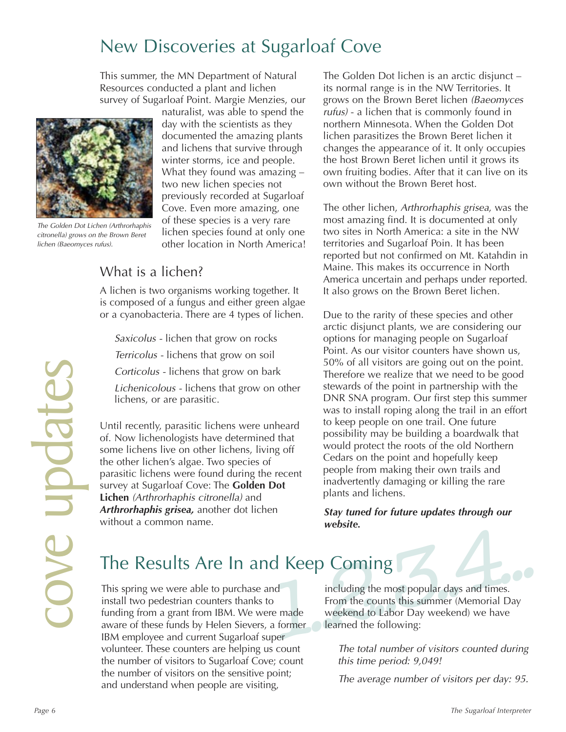# New Discoveries at Sugarloaf Cove

This summer, the MN Department of Natural Resources conducted a plant and lichen survey of Sugarloaf Point. Margie Menzies, our naturalist, was able to spend the day with the scientists as they documented the amazing plants and lichens that survive through winter storms, ice and people. What they found was amazing – two new lichen species not previously recorded at Sugarloaf Cove. Even more amazing, one of these species is a very rare lichen species found at only one other location in North America!

*The Golden Dot Lichen (Arthrorhaphis citronella) grows on the Brown Beret lichen (Baeomyces rufus).*

## What is a lichen?

A lichen is two organisms working together. It is composed of a fungus and either green algae or a cyanobacteria. There are 4 types of lichen.

- *Saxicolus* - lichen that grow on rocks
- *Terricolus* - lichens that grow on soil
- *Corticolus* - lichens that grow on bark
- *Lichenicolous* - lichens that grow on other lichens, or are parasitic.

Until recently, parasitic lichens were unheard of. Now lichenologists have determined that some lichens live on other lichens, living off the other lichen's algae. Two species of parasitic lichens were found during the recent survey at Sugarloaf Cove: The **Golden Dot Lichen** *(Arthrorhaphis citronella)* and ***Arthrorhaphis grisea,*** another dot lichen without a common name.

The Golden Dot lichen is an arctic disjunct – its normal range is in the NW Territories. It grows on the Brown Beret lichen *(Baeomyces rufus)* - a lichen that is commonly found in northern Minnesota. When the Golden Dot lichen parasitizes the Brown Beret lichen it changes the appearance of it. It only occupies the host Brown Beret lichen until it grows its own fruiting bodies. After that it can live on its own without the Brown Beret host.

The other lichen, *Arthrorhaphis grisea,* was the most amazing find. It is documented at only two sites in North America: a site in the NW territories and Sugarloaf Poin. It has been reported but not confirmed on Mt. Katahdin in Maine. This makes its occurrence in North America uncertain and perhaps under reported. It also grows on the Brown Beret lichen.

Due to the rarity of these species and other arctic disjunct plants, we are considering our options for managing people on Sugarloaf Point. As our visitor counters have shown us, 50% of all visitors are going out on the point. Therefore we realize that we need to be good stewards of the point in partnership with the DNR SNA program. Our first step this summer was to install roping along the trail in an effort to keep people on one trail. One future possibility may be building a boardwalk that would protect the roots of the old Northern Cedars on the point and hopefully keep people from making their own trails and inadvertently damaging or killing the rare plants and lichens.

***Stay tuned for future updates through our website.***

# The Results Are In and Keep Coming

This spring we were able to purchase and install two pedestrian counters thanks to funding from a grant from IBM. We were made aware of these funds by Helen Sievers, a former IBM employee and current Sugarloaf super volunteer. These counters are helping us count the number of visitors to Sugarloaf Cove; count the number of visitors on the sensitive point; and understand when people are visiting, including the most popular days and times. From the counts this summer (Memorial Day weekend to Labor Day weekend) we have learned the following:

*The total number of visitors counted during this time period: 9,049!*

*The average number of visitors per day: 95.*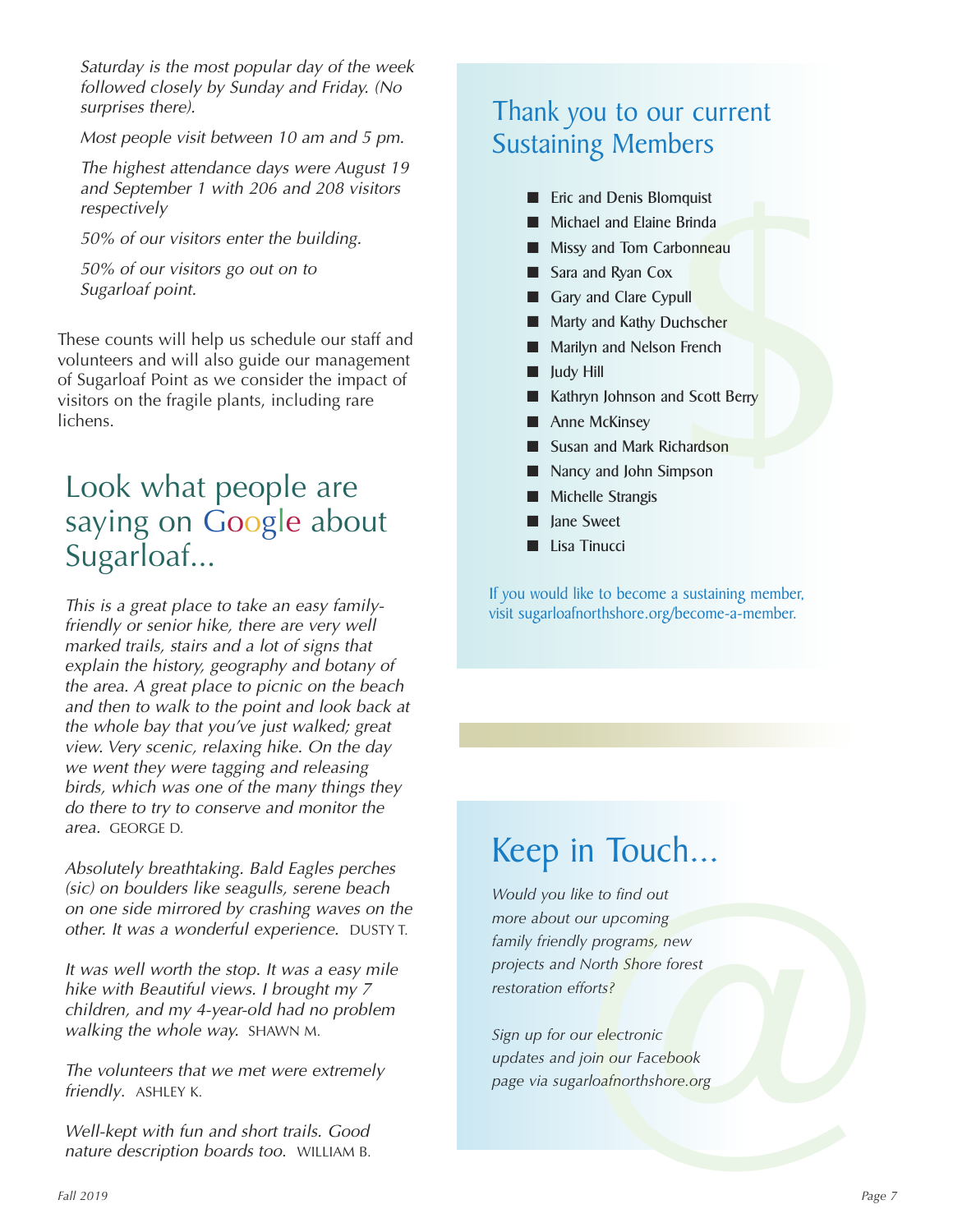*Saturday is the most popular day of the week followed closely by Sunday and Friday. (No surprises there).*

*Most people visit between 10 am and 5 pm.*

*The highest attendance days were August 19 and September 1 with 206 and 208 visitors respectively*

*50% of our visitors enter the building.*

*50% of our visitors go out on to Sugarloaf point.*

These counts will help us schedule our staff and volunteers and will also guide our management of Sugarloaf Point as we consider the impact of visitors on the fragile plants, including rare lichens.

## Look what people are saying on Google about Sugarloaf...

*This is a great place to take an easy family-friendly or senior hike, there are very well marked trails, stairs and a lot of signs that explain the history, geography and botany of the area. A great place to picnic on the beach and then to walk to the point and look back at the whole bay that you've just walked; great view. Very scenic, relaxing hike. On the day we went they were tagging and releasing birds, which was one of the many things they do there to try to conserve and monitor the area.* GEORGE D.

*Absolutely breathtaking. Bald Eagles perches (sic) on boulders like seagulls, serene beach on one side mirrored by crashing waves on the other. It was a wonderful experience.* DUSTY T.

*It was well worth the stop. It was a easy mile hike with Beautiful views. I brought my 7 children, and my 4-year-old had no problem walking the whole way.* SHAWN M.

*The volunteers that we met were extremely friendly.* ASHLEY K.

*Well-kept with fun and short trails. Good nature description boards too.* WILLIAM B.

## Thank you to our current Sustaining Members

- Eric and Denis Blomquist
- Michael and Elaine Brinda
- Missy and Tom Carbonneau
- Sara and Ryan Cox
- Gary and Clare Cypull
- Marty and Kathy Duchscher
- Marilyn and Nelson French
- Judy Hill
- Kathryn Johnson and Scott Berry
- Anne McKinsey
- Susan and Mark Richardson
- Nancy and John Simpson
- Michelle Strangis
- Jane Sweet
- Lisa Tinucci

If you would like to become a sustaining member, visit sugarloafnorthshore.org/become-a-member.

## Keep in Touch...

*Would you like to find out more about our upcoming family friendly programs, new projects and North Shore forest restoration efforts?*

*Sign up for our electronic updates and join our Facebook page via sugarloafnorthshore.org*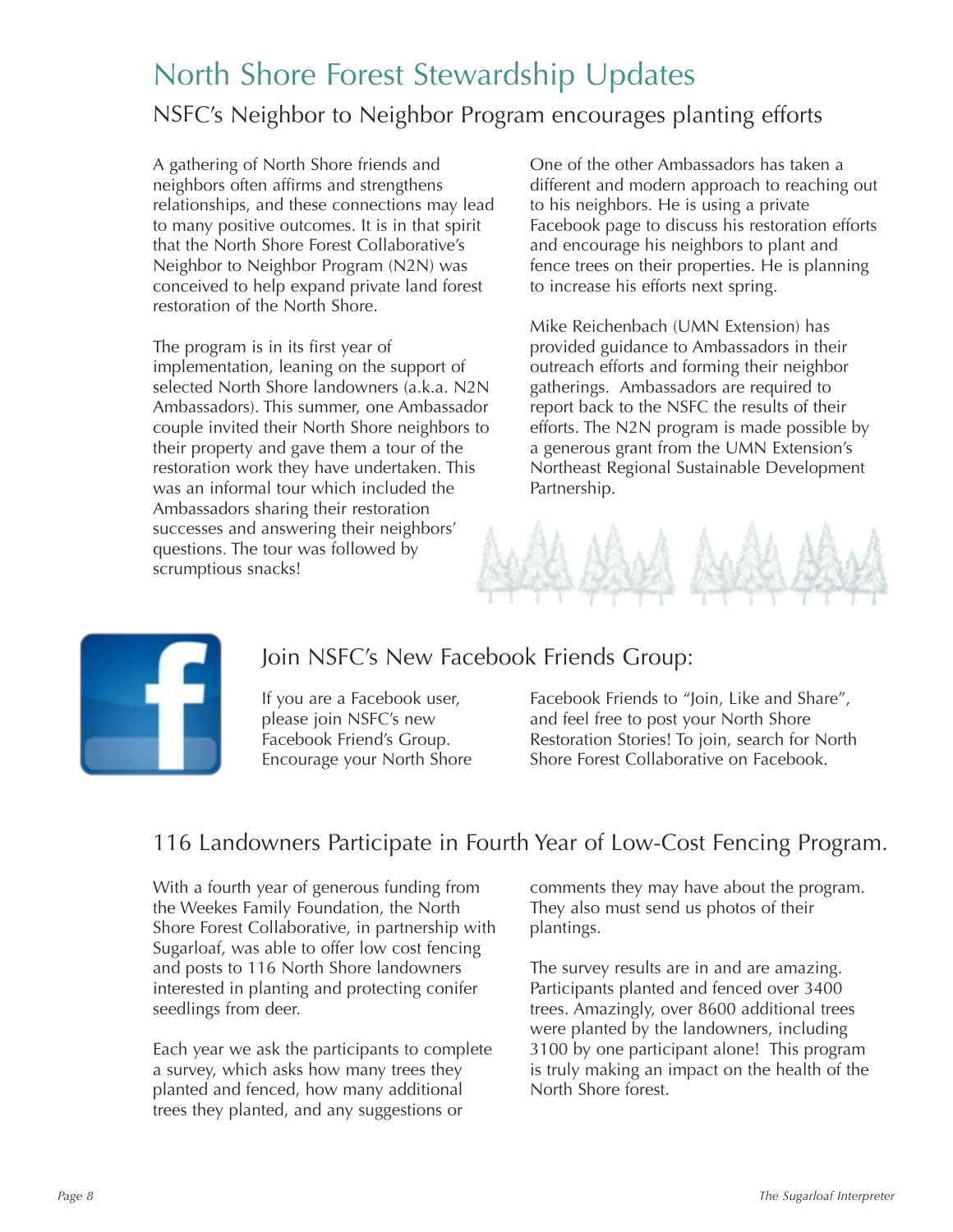# North Shore Forest Stewardship Updates

## NSFC's Neighbor to Neighbor Program encourages planting efforts

A gathering of North Shore friends and neighbors often affirms and strengthens relationships, and these connections may lead to many positive outcomes. It is in that spirit that the North Shore Forest Collaborative's Neighbor to Neighbor Program (N2N) was conceived to help expand private land forest restoration of the North Shore.

The program is in its first year of implementation, leaning on the support of selected North Shore landowners (a.k.a. N2N Ambassadors). This summer, one Ambassador couple invited their North Shore neighbors to their property and gave them a tour of the restoration work they have undertaken. This was an informal tour which included the Ambassadors sharing their restoration successes and answering their neighbors' questions. The tour was followed by scrumptious snacks!

One of the other Ambassadors has taken a different and modern approach to reaching out to his neighbors. He is using a private Facebook page to discuss his restoration efforts and encourage his neighbors to plant and fence trees on their properties. He is planning to increase his efforts next spring.

Mike Reichenbach (UMN Extension) has provided guidance to Ambassadors in their outreach efforts and forming their neighbor gatherings. Ambassadors are required to report back to the NSFC the results of their efforts. The N2N program is made possible by a generous grant from the UMN Extension's Northeast Regional Sustainable Development Partnership.

## Join NSFC's New Facebook Friends Group:

If you are a Facebook user, please join NSFC's new Facebook Friend's Group. Encourage your North Shore Facebook Friends to "Join, Like and Share", and feel free to post your North Shore Restoration Stories! To join, search for North Shore Forest Collaborative on Facebook.

## 116 Landowners Participate in Fourth Year of Low-Cost Fencing Program.

With a fourth year of generous funding from the Weekes Family Foundation, the North Shore Forest Collaborative, in partnership with Sugarloaf, was able to offer low cost fencing and posts to 116 North Shore landowners interested in planting and protecting conifer seedlings from deer.

Each year we ask the participants to complete a survey, which asks how many trees they planted and fenced, how many additional trees they planted, and any suggestions or comments they may have about the program. They also must send us photos of their plantings.

The survey results are in and are amazing. Participants planted and fenced over 3400 trees. Amazingly, over 8600 additional trees were planted by the landowners, including 3100 by one participant alone! This program is truly making an impact on the health of the North Shore forest.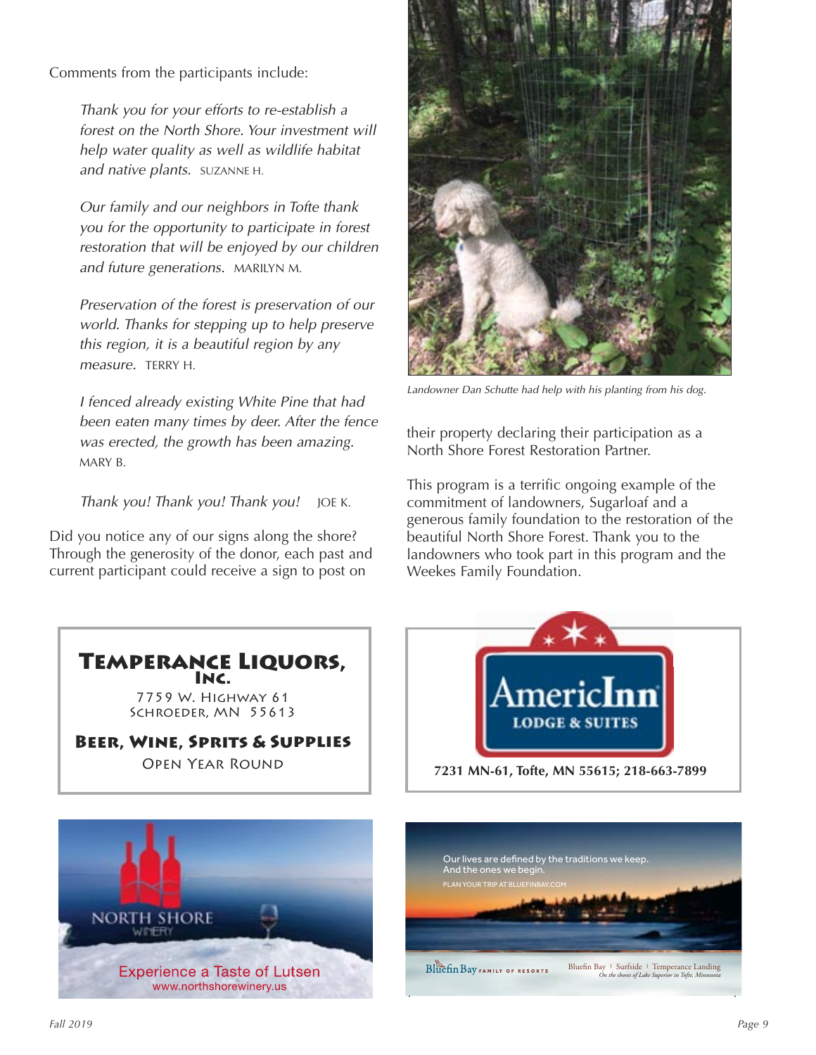Comments from the participants include:

> *Thank you for your efforts to re-establish a forest on the North Shore. Your investment will help water quality as well as wildlife habitat and native plants.* SUZANNE H.
>
> *Our family and our neighbors in Tofte thank you for the opportunity to participate in forest restoration that will be enjoyed by our children and future generations.* MARILYN M.
>
> *Preservation of the forest is preservation of our world. Thanks for stepping up to help preserve this region, it is a beautiful region by any measure.* TERRY H.
>
> *I fenced already existing White Pine that had been eaten many times by deer. After the fence was erected, the growth has been amazing.* MARY B.
>
> *Thank you! Thank you! Thank you!* JOE K.

Did you notice any of our signs along the shore? Through the generosity of the donor, each past and current participant could receive a sign to post on their property declaring their participation as a North Shore Forest Restoration Partner.

*Landowner Dan Schutte had help with his planting from his dog.*

This program is a terrific ongoing example of the commitment of landowners, Sugarloaf and a generous family foundation to the restoration of the beautiful North Shore Forest. Thank you to the landowners who took part in this program and the Weekes Family Foundation.

**TEMPERANCE LIQUORS, INC.**
7759 W. HIGHWAY 61
SCHROEDER, MN 55613

**BEER, WINE, SPRITS & SUPPLIES**
OPEN YEAR ROUND

**AmericInn LODGE & SUITES**
**7231 MN-61, Tofte, MN 55615; 218-663-7899**

NORTH SHORE WINERY
Experience a Taste of Lutsen
www.northshorewinery.us

Our lives are defined by the traditions we keep. And the ones we begin.
PLAN YOUR TRIP AT BLUEFINBAY.COM
Bluefin Bay FAMILY OF RESORTS — Bluefin Bay | Surfside | Temperance Landing
On the shores of Lake Superior in Tofte, Minnesota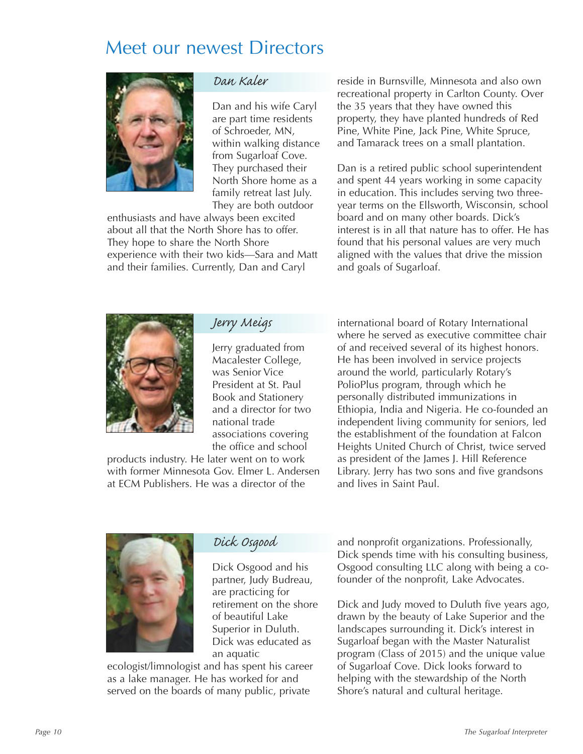# Meet our newest Directors

## Dan Kaler

Dan and his wife Caryl are part time residents of Schroeder, MN, within walking distance from Sugarloaf Cove. They purchased their North Shore home as a family retreat last July. They are both outdoor enthusiasts and have always been excited about all that the North Shore has to offer. They hope to share the North Shore experience with their two kids—Sara and Matt and their families. Currently, Dan and Caryl reside in Burnsville, Minnesota and also own recreational property in Carlton County. Over the 35 years that they have owned this property, they have planted hundreds of Red Pine, White Pine, Jack Pine, White Spruce, and Tamarack trees on a small plantation.

Dan is a retired public school superintendent and spent 44 years working in some capacity in education. This includes serving two three-year terms on the Ellsworth, Wisconsin, school board and on many other boards. Dick's interest is in all that nature has to offer. He has found that his personal values are very much aligned with the values that drive the mission and goals of Sugarloaf.

## Jerry Meigs

Jerry graduated from Macalester College, was Senior Vice President at St. Paul Book and Stationery and a director for two national trade associations covering the office and school products industry. He later went on to work with former Minnesota Gov. Elmer L. Andersen at ECM Publishers. He was a director of the international board of Rotary International where he served as executive committee chair of and received several of its highest honors. He has been involved in service projects around the world, particularly Rotary's PolioPlus program, through which he personally distributed immunizations in Ethiopia, India and Nigeria. He co-founded an independent living community for seniors, led the establishment of the foundation at Falcon Heights United Church of Christ, twice served as president of the James J. Hill Reference Library. Jerry has two sons and five grandsons and lives in Saint Paul.

## Dick Osgood

Dick Osgood and his partner, Judy Budreau, are practicing for retirement on the shore of beautiful Lake Superior in Duluth. Dick was educated as an aquatic ecologist/limnologist and has spent his career as a lake manager. He has worked for and served on the boards of many public, private and nonprofit organizations. Professionally, Dick spends time with his consulting business, Osgood consulting LLC along with being a co-founder of the nonprofit, Lake Advocates.

Dick and Judy moved to Duluth five years ago, drawn by the beauty of Lake Superior and the landscapes surrounding it. Dick's interest in Sugarloaf began with the Master Naturalist program (Class of 2015) and the unique value of Sugarloaf Cove. Dick looks forward to helping with the stewardship of the North Shore's natural and cultural heritage.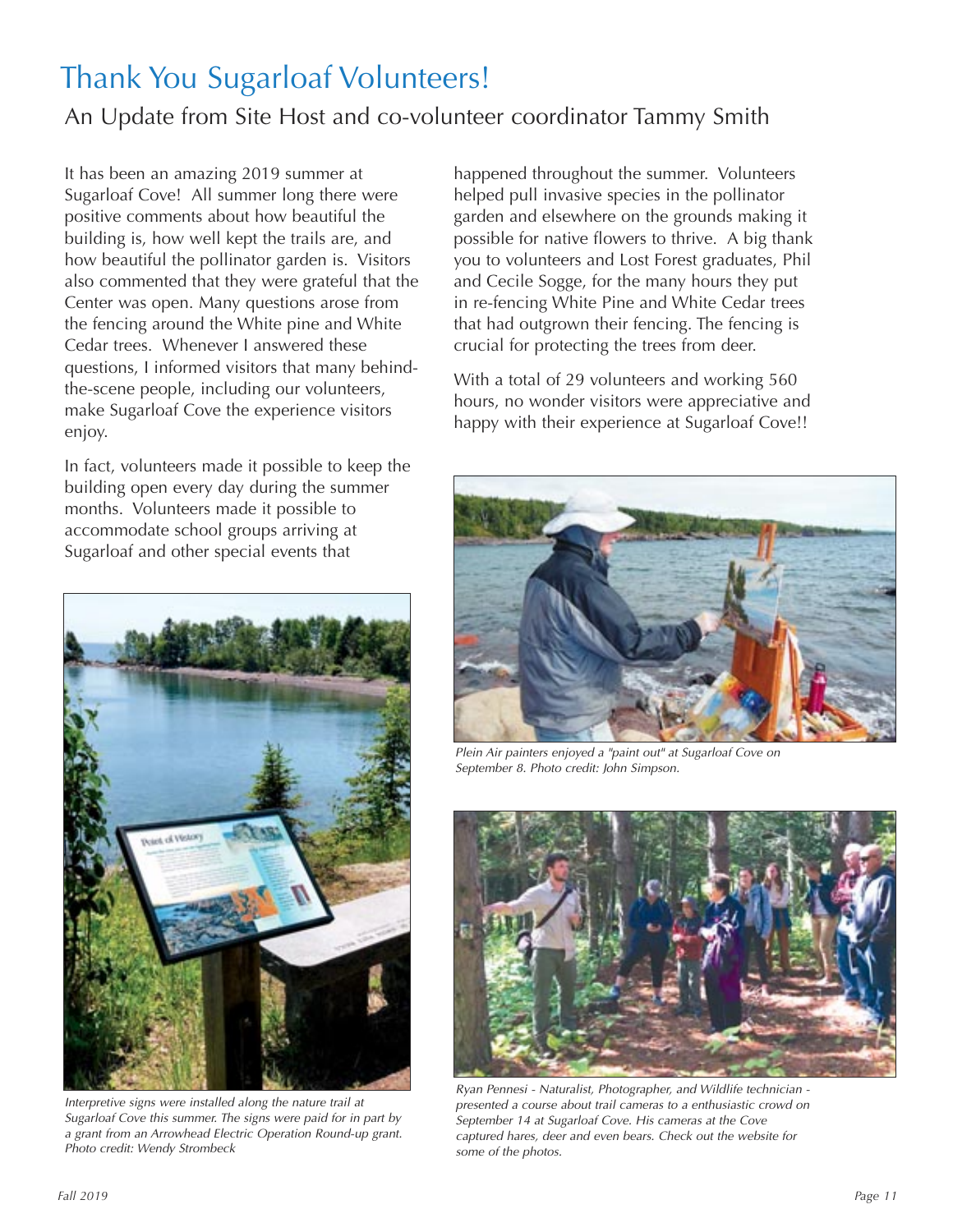# Thank You Sugarloaf Volunteers!

## An Update from Site Host and co-volunteer coordinator Tammy Smith

It has been an amazing 2019 summer at Sugarloaf Cove! All summer long there were positive comments about how beautiful the building is, how well kept the trails are, and how beautiful the pollinator garden is. Visitors also commented that they were grateful that the Center was open. Many questions arose from the fencing around the White pine and White Cedar trees. Whenever I answered these questions, I informed visitors that many behind-the-scene people, including our volunteers, make Sugarloaf Cove the experience visitors enjoy.

In fact, volunteers made it possible to keep the building open every day during the summer months. Volunteers made it possible to accommodate school groups arriving at Sugarloaf and other special events that happened throughout the summer. Volunteers helped pull invasive species in the pollinator garden and elsewhere on the grounds making it possible for native flowers to thrive. A big thank you to volunteers and Lost Forest graduates, Phil and Cecile Sogge, for the many hours they put in re-fencing White Pine and White Cedar trees that had outgrown their fencing. The fencing is crucial for protecting the trees from deer.

With a total of 29 volunteers and working 560 hours, no wonder visitors were appreciative and happy with their experience at Sugarloaf Cove!!

*Interpretive signs were installed along the nature trail at Sugarloaf Cove this summer. The signs were paid for in part by a grant from an Arrowhead Electric Operation Round-up grant. Photo credit: Wendy Strombeck*

*Plein Air painters enjoyed a "paint out" at Sugarloaf Cove on September 8. Photo credit: John Simpson.*

*Ryan Pennesi - Naturalist, Photographer, and Wildlife technician - presented a course about trail cameras to a enthusiastic crowd on September 14 at Sugarloaf Cove. His cameras at the Cove captured hares, deer and even bears. Check out the website for some of the photos.*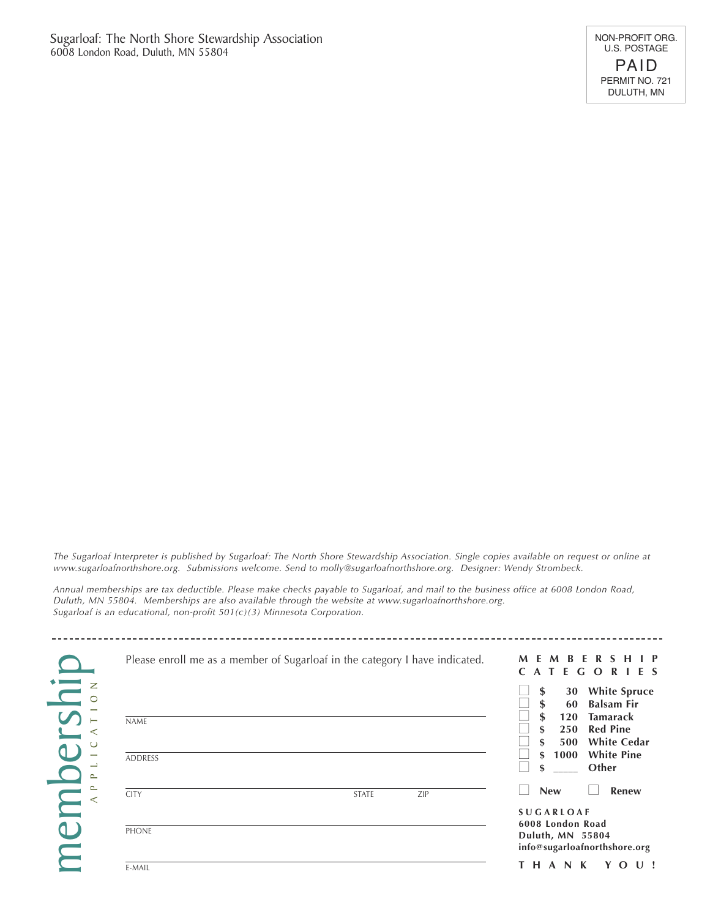Sugarloaf: The North Shore Stewardship Association
6008 London Road, Duluth, MN 55804

NON-PROFIT ORG.
U.S. POSTAGE
PAID
PERMIT NO. 721
DULUTH, MN

*The Sugarloaf Interpreter is published by Sugarloaf: The North Shore Stewardship Association. Single copies available on request or online at www.sugarloafnorthshore.org. Submissions welcome. Send to molly@sugarloafnorthshore.org. Designer: Wendy Strombeck.*

*Annual memberships are tax deductible. Please make checks payable to Sugarloaf, and mail to the business office at 6008 London Road, Duluth, MN 55804. Memberships are also available through the website at www.sugarloafnorthshore.org. Sugarloaf is an educational, non-profit 501(c)(3) Minnesota Corporation.*

---

## membership APPLICATION

Please enroll me as a member of Sugarloaf in the category I have indicated.

NAME

ADDRESS

CITY STATE ZIP

PHONE

E-MAIL

**MEMBERSHIP CATEGORIES**

- ☐ **$ 30 White Spruce**
- ☐ **$ 60 Balsam Fir**
- ☐ **$ 120 Tamarack**
- ☐ **$ 250 Red Pine**
- ☐ **$ 500 White Cedar**
- ☐ **$ 1000 White Pine**
- ☐ **$ _____ Other**

☐ **New** ☐ **Renew**

**SUGARLOAF**
**6008 London Road**
**Duluth, MN 55804**
**info@sugarloafnorthshore.org**

**THANK YOU!**